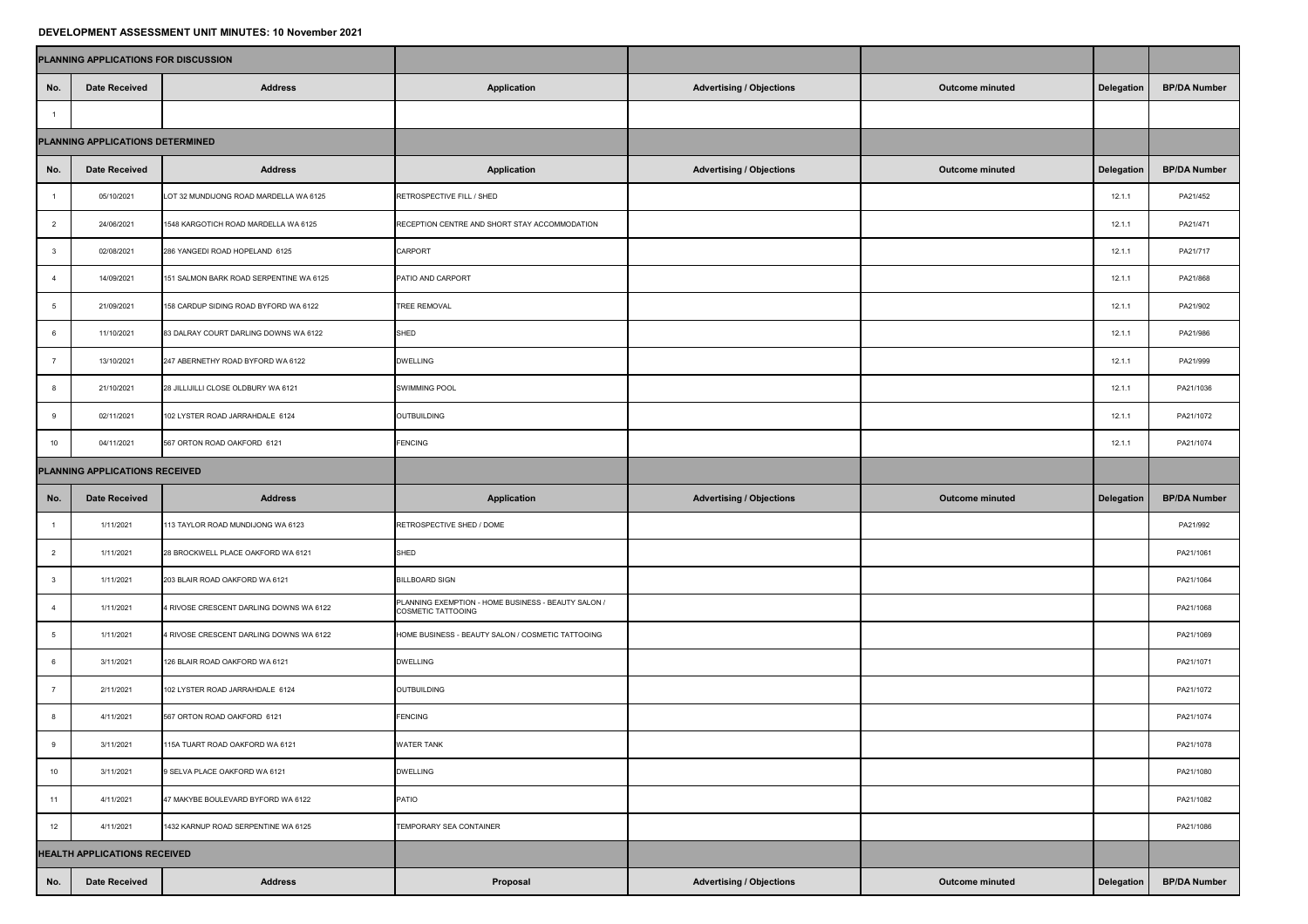# DEVELOPMENT ASSESSMENT UNIT MINUTES: 10 November 2021

| PLANNING APPLICATIONS FOR DISCUSSION | | | | | | | |
|---|---|---|---|---|---|---|---|
| No. | Date Received | Address | Application | Advertising / Objections | Outcome minuted | Delegation | BP/DA Number |
| 1 | | | | | | | |
| **PLANNING APPLICATIONS DETERMINED** | | | | | | | |
| No. | Date Received | Address | Application | Advertising / Objections | Outcome minuted | Delegation | BP/DA Number |
| 1 | 05/10/2021 | LOT 32 MUNDIJONG ROAD MARDELLA WA 6125 | RETROSPECTIVE FILL / SHED | | | 12.1.1 | PA21/452 |
| 2 | 24/06/2021 | 1548 KARGOTICH ROAD MARDELLA WA 6125 | RECEPTION CENTRE AND SHORT STAY ACCOMMODATION | | | 12.1.1 | PA21/471 |
| 3 | 02/08/2021 | 286 YANGEDI ROAD HOPELAND 6125 | CARPORT | | | 12.1.1 | PA21/717 |
| 4 | 14/09/2021 | 151 SALMON BARK ROAD SERPENTINE WA 6125 | PATIO AND CARPORT | | | 12.1.1 | PA21/868 |
| 5 | 21/09/2021 | 158 CARDUP SIDING ROAD BYFORD WA 6122 | TREE REMOVAL | | | 12.1.1 | PA21/902 |
| 6 | 11/10/2021 | 83 DALRAY COURT DARLING DOWNS WA 6122 | SHED | | | 12.1.1 | PA21/986 |
| 7 | 13/10/2021 | 247 ABERNETHY ROAD BYFORD WA 6122 | DWELLING | | | 12.1.1 | PA21/999 |
| 8 | 21/10/2021 | 28 JILLIJILLI CLOSE OLDBURY WA 6121 | SWIMMING POOL | | | 12.1.1 | PA21/1036 |
| 9 | 02/11/2021 | 102 LYSTER ROAD JARRAHDALE 6124 | OUTBUILDING | | | 12.1.1 | PA21/1072 |
| 10 | 04/11/2021 | 567 ORTON ROAD OAKFORD 6121 | FENCING | | | 12.1.1 | PA21/1074 |
| **PLANNING APPLICATIONS RECEIVED** | | | | | | | |
| No. | Date Received | Address | Application | Advertising / Objections | Outcome minuted | Delegation | BP/DA Number |
| 1 | 1/11/2021 | 113 TAYLOR ROAD MUNDIJONG WA 6123 | RETROSPECTIVE SHED / DOME | | | | PA21/992 |
| 2 | 1/11/2021 | 28 BROCKWELL PLACE OAKFORD WA 6121 | SHED | | | | PA21/1061 |
| 3 | 1/11/2021 | 203 BLAIR ROAD OAKFORD WA 6121 | BILLBOARD SIGN | | | | PA21/1064 |
| 4 | 1/11/2021 | 4 RIVOSE CRESCENT DARLING DOWNS WA 6122 | PLANNING EXEMPTION - HOME BUSINESS - BEAUTY SALON / COSMETIC TATTOOING | | | | PA21/1068 |
| 5 | 1/11/2021 | 4 RIVOSE CRESCENT DARLING DOWNS WA 6122 | HOME BUSINESS - BEAUTY SALON / COSMETIC TATTOOING | | | | PA21/1069 |
| 6 | 3/11/2021 | 126 BLAIR ROAD OAKFORD WA 6121 | DWELLING | | | | PA21/1071 |
| 7 | 2/11/2021 | 102 LYSTER ROAD JARRAHDALE 6124 | OUTBUILDING | | | | PA21/1072 |
| 8 | 4/11/2021 | 567 ORTON ROAD OAKFORD 6121 | FENCING | | | | PA21/1074 |
| 9 | 3/11/2021 | 115A TUART ROAD OAKFORD WA 6121 | WATER TANK | | | | PA21/1078 |
| 10 | 3/11/2021 | 9 SELVA PLACE OAKFORD WA 6121 | DWELLING | | | | PA21/1080 |
| 11 | 4/11/2021 | 47 MAKYBE BOULEVARD BYFORD WA 6122 | PATIO | | | | PA21/1082 |
| 12 | 4/11/2021 | 1432 KARNUP ROAD SERPENTINE WA 6125 | TEMPORARY SEA CONTAINER | | | | PA21/1086 |
| **HEALTH APPLICATIONS RECEIVED** | | | | | | | |
| No. | Date Received | Address | Proposal | Advertising / Objections | Outcome minuted | Delegation | BP/DA Number |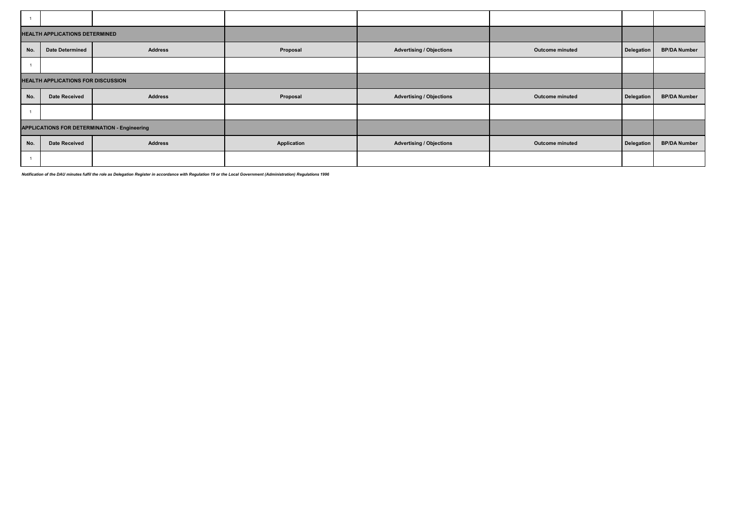| | | | | | | | |
|---|---|---|---|---|---|---|---|
| 1 | | | | | | | |
| **HEALTH APPLICATIONS DETERMINED** | | | | | | | |
| **No.** | **Date Determined** | **Address** | **Proposal** | **Advertising / Objections** | **Outcome minuted** | **Delegation** | **BP/DA Number** |
| 1 | | | | | | | |
| **HEALTH APPLICATIONS FOR DISCUSSION** | | | | | | | |
| **No.** | **Date Received** | **Address** | **Proposal** | **Advertising / Objections** | **Outcome minuted** | **Delegation** | **BP/DA Number** |
| 1 | | | | | | | |
| **APPLICATIONS FOR DETERMINATION - Engineering** | | | | | | | |
| **No.** | **Date Received** | **Address** | **Application** | **Advertising / Objections** | **Outcome minuted** | **Delegation** | **BP/DA Number** |
| 1 | | | | | | | |

***Notification of the DAU minutes fulfil the role as Delegation Register in accordance with Regulation 19 or the Local Government (Administration) Regulations 1996***